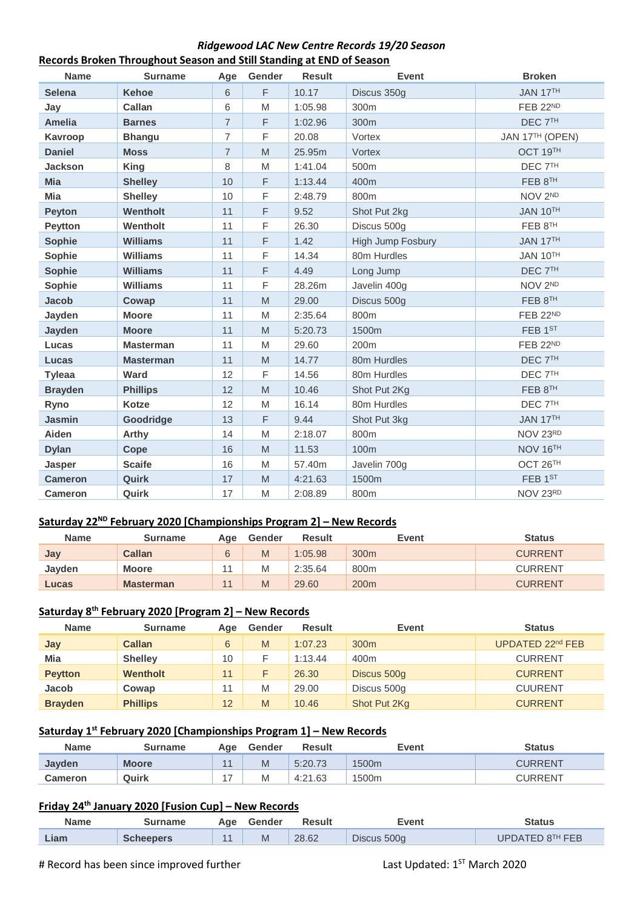*Ridgewood LAC New Centre Records 19/20 Season*

## Records Broken Throughout Season and Still Standing at END of Season

| Name | Surname | Age | Gender | Result | Event | Broken |
|---|---|---|---|---|---|---|
| Selena | Kehoe | 6 | F | 10.17 | Discus 350g | JAN 17TH |
| Jay | Callan | 6 | M | 1:05.98 | 300m | FEB 22ND |
| Amelia | Barnes | 7 | F | 1:02.96 | 300m | DEC 7TH |
| Kavroop | Bhangu | 7 | F | 20.08 | Vortex | JAN 17TH (OPEN) |
| Daniel | Moss | 7 | M | 25.95m | Vortex | OCT 19TH |
| Jackson | King | 8 | M | 1:41.04 | 500m | DEC 7TH |
| Mia | Shelley | 10 | F | 1:13.44 | 400m | FEB 8TH |
| Mia | Shelley | 10 | F | 2:48.79 | 800m | NOV 2ND |
| Peyton | Wentholt | 11 | F | 9.52 | Shot Put 2kg | JAN 10TH |
| Peytton | Wentholt | 11 | F | 26.30 | Discus 500g | FEB 8TH |
| Sophie | Williams | 11 | F | 1.42 | High Jump Fosbury | JAN 17TH |
| Sophie | Williams | 11 | F | 14.34 | 80m Hurdles | JAN 10TH |
| Sophie | Williams | 11 | F | 4.49 | Long Jump | DEC 7TH |
| Sophie | Williams | 11 | F | 28.26m | Javelin 400g | NOV 2ND |
| Jacob | Cowap | 11 | M | 29.00 | Discus 500g | FEB 8TH |
| Jayden | Moore | 11 | M | 2:35.64 | 800m | FEB 22ND |
| Jayden | Moore | 11 | M | 5:20.73 | 1500m | FEB 1ST |
| Lucas | Masterman | 11 | M | 29.60 | 200m | FEB 22ND |
| Lucas | Masterman | 11 | M | 14.77 | 80m Hurdles | DEC 7TH |
| Tyleaa | Ward | 12 | F | 14.56 | 80m Hurdles | DEC 7TH |
| Brayden | Phillips | 12 | M | 10.46 | Shot Put 2Kg | FEB 8TH |
| Ryno | Kotze | 12 | M | 16.14 | 80m Hurdles | DEC 7TH |
| Jasmin | Goodridge | 13 | F | 9.44 | Shot Put 3kg | JAN 17TH |
| Aiden | Arthy | 14 | M | 2:18.07 | 800m | NOV 23RD |
| Dylan | Cope | 16 | M | 11.53 | 100m | NOV 16TH |
| Jasper | Scaife | 16 | M | 57.40m | Javelin 700g | OCT 26TH |
| Cameron | Quirk | 17 | M | 4:21.63 | 1500m | FEB 1ST |
| Cameron | Quirk | 17 | M | 2:08.89 | 800m | NOV 23RD |

## Saturday 22ND February 2020 [Championships Program 2] – New Records

| Name | Surname | Age | Gender | Result | Event | Status |
|---|---|---|---|---|---|---|
| Jay | Callan | 6 | M | 1:05.98 | 300m | CURRENT |
| Jayden | Moore | 11 | M | 2:35.64 | 800m | CURRENT |
| Lucas | Masterman | 11 | M | 29.60 | 200m | CURRENT |

## Saturday 8th February 2020 [Program 2] – New Records

| Name | Surname | Age | Gender | Result | Event | Status |
|---|---|---|---|---|---|---|
| Jay | Callan | 6 | M | 1:07.23 | 300m | UPDATED 22nd FEB |
| Mia | Shelley | 10 | F | 1:13.44 | 400m | CURRENT |
| Peytton | Wentholt | 11 | F | 26.30 | Discus 500g | CURRENT |
| Jacob | Cowap | 11 | M | 29.00 | Discus 500g | CUURENT |
| Brayden | Phillips | 12 | M | 10.46 | Shot Put 2Kg | CURRENT |

## Saturday 1st February 2020 [Championships Program 1] – New Records

| Name | Surname | Age | Gender | Result | Event | Status |
|---|---|---|---|---|---|---|
| Jayden | Moore | 11 | M | 5:20.73 | 1500m | CURRENT |
| Cameron | Quirk | 17 | M | 4:21.63 | 1500m | CURRENT |

## Friday 24th January 2020 [Fusion Cup] – New Records

| Name | Surname | Age | Gender | Result | Event | Status |
|---|---|---|---|---|---|---|
| Liam | Scheepers | 11 | M | 28.62 | Discus 500g | UPDATED 8TH FEB |

# Record has been since improved further

Last Updated: 1ST March 2020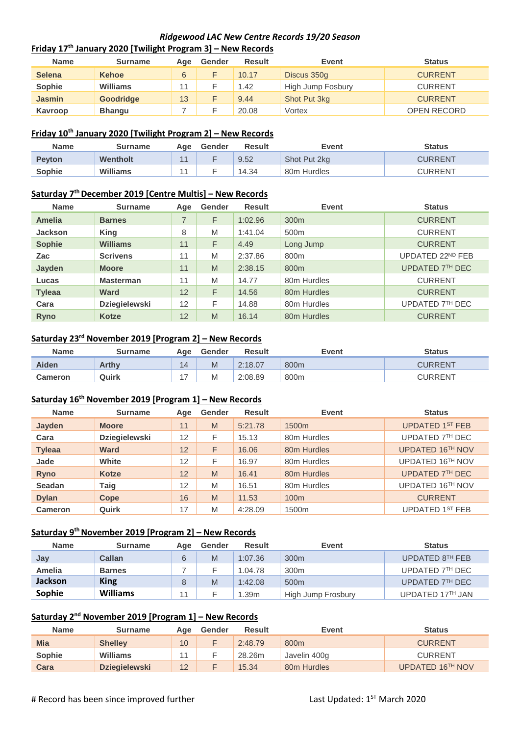# *Ridgewood LAC New Centre Records 19/20 Season*

## Friday 17th January 2020 [Twilight Program 3] – New Records

| Name | Surname | Age | Gender | Result | Event | Status |
|---|---|---|---|---|---|---|
| **Selena** | **Kehoe** | 6 | F | 10.17 | Discus 350g | CURRENT |
| **Sophie** | **Williams** | 11 | F | 1.42 | High Jump Fosbury | CURRENT |
| **Jasmin** | **Goodridge** | 13 | F | 9.44 | Shot Put 3kg | CURRENT |
| **Kavroop** | **Bhangu** | 7 | F | 20.08 | Vortex | OPEN RECORD |

## Friday 10th January 2020 [Twilight Program 2] – New Records

| Name | Surname | Age | Gender | Result | Event | Status |
|---|---|---|---|---|---|---|
| **Peyton** | **Wentholt** | 11 | F | 9.52 | Shot Put 2kg | CURRENT |
| **Sophie** | **Williams** | 11 | F | 14.34 | 80m Hurdles | CURRENT |

## Saturday 7th December 2019 [Centre Multis] – New Records

| Name | Surname | Age | Gender | Result | Event | Status |
|---|---|---|---|---|---|---|
| **Amelia** | **Barnes** | 7 | F | 1:02.96 | 300m | CURRENT |
| **Jackson** | **King** | 8 | M | 1:41.04 | 500m | CURRENT |
| **Sophie** | **Williams** | 11 | F | 4.49 | Long Jump | CURRENT |
| **Zac** | **Scrivens** | 11 | M | 2:37.86 | 800m | UPDATED 22ND FEB |
| **Jayden** | **Moore** | 11 | M | 2:38.15 | 800m | UPDATED 7TH DEC |
| **Lucas** | **Masterman** | 11 | M | 14.77 | 80m Hurdles | CURRENT |
| **Tyleaa** | **Ward** | 12 | F | 14.56 | 80m Hurdles | CURRENT |
| **Cara** | **Dziegielewski** | 12 | F | 14.88 | 80m Hurdles | UPDATED 7TH DEC |
| **Ryno** | **Kotze** | 12 | M | 16.14 | 80m Hurdles | CURRENT |

## Saturday 23rd November 2019 [Program 2] – New Records

| Name | Surname | Age | Gender | Result | Event | Status |
|---|---|---|---|---|---|---|
| **Aiden** | **Arthy** | 14 | M | 2:18.07 | 800m | CURRENT |
| **Cameron** | **Quirk** | 17 | M | 2:08.89 | 800m | CURRENT |

## Saturday 16th November 2019 [Program 1] – New Records

| Name | Surname | Age | Gender | Result | Event | Status |
|---|---|---|---|---|---|---|
| **Jayden** | **Moore** | 11 | M | 5:21.78 | 1500m | UPDATED 1ST FEB |
| **Cara** | **Dziegielewski** | 12 | F | 15.13 | 80m Hurdles | UPDATED 7TH DEC |
| **Tyleaa** | **Ward** | 12 | F | 16.06 | 80m Hurdles | UPDATED 16TH NOV |
| **Jade** | **White** | 12 | F | 16.97 | 80m Hurdles | UPDATED 16TH NOV |
| **Ryno** | **Kotze** | 12 | M | 16.41 | 80m Hurdles | UPDATED 7TH DEC |
| **Seadan** | **Taig** | 12 | M | 16.51 | 80m Hurdles | UPDATED 16TH NOV |
| **Dylan** | **Cope** | 16 | M | 11.53 | 100m | CURRENT |
| **Cameron** | **Quirk** | 17 | M | 4:28.09 | 1500m | UPDATED 1ST FEB |

## Saturday 9th November 2019 [Program 2] – New Records

| Name | Surname | Age | Gender | Result | Event | Status |
|---|---|---|---|---|---|---|
| **Jay** | **Callan** | 6 | M | 1:07.36 | 300m | UPDATED 8TH FEB |
| **Amelia** | **Barnes** | 7 | F | 1.04.78 | 300m | UPDATED 7TH DEC |
| **Jackson** | **King** | 8 | M | 1:42.08 | 500m | UPDATED 7TH DEC |
| **Sophie** | **Williams** | 11 | F | 1.39m | High Jump Frosbury | UPDATED 17TH JAN |

## Saturday 2nd November 2019 [Program 1] – New Records

| Name | Surname | Age | Gender | Result | Event | Status |
|---|---|---|---|---|---|---|
| **Mia** | **Shelley** | 10 | F | 2:48.79 | 800m | CURRENT |
| **Sophie** | **Williams** | 11 | F | 28.26m | Javelin 400g | CURRENT |
| **Cara** | **Dziegielewski** | 12 | F | 15.34 | 80m Hurdles | UPDATED 16TH NOV |

# Record has been since improved further

Last Updated: 1ST March 2020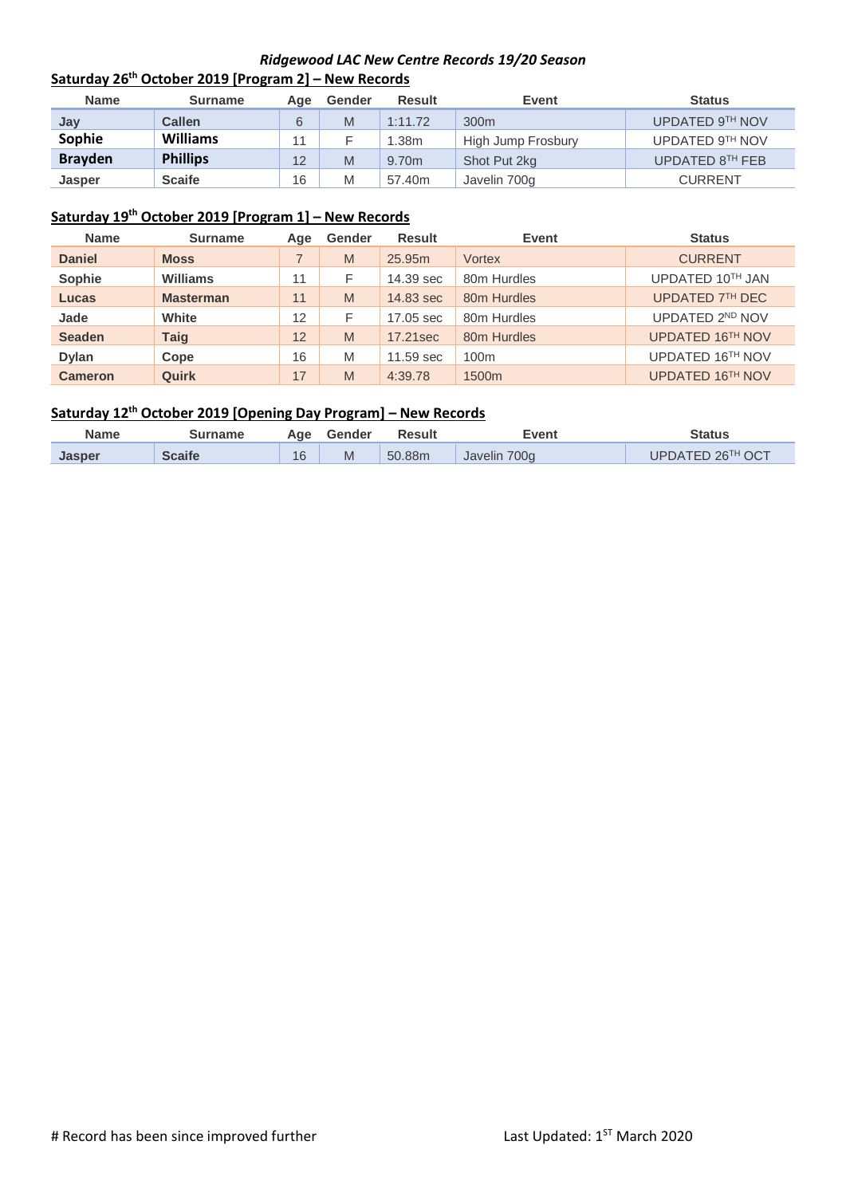*Ridgewood LAC New Centre Records 19/20 Season*

**Saturday 26th October 2019 [Program 2] – New Records**

| Name | Surname | Age | Gender | Result | Event | Status |
|---|---|---|---|---|---|---|
| Jay | Callen | 6 | M | 1:11.72 | 300m | UPDATED 9TH NOV |
| Sophie | Williams | 11 | F | 1.38m | High Jump Frosbury | UPDATED 9TH NOV |
| Brayden | Phillips | 12 | M | 9.70m | Shot Put 2kg | UPDATED 8TH FEB |
| Jasper | Scaife | 16 | M | 57.40m | Javelin 700g | CURRENT |

**Saturday 19th October 2019 [Program 1] – New Records**

| Name | Surname | Age | Gender | Result | Event | Status |
|---|---|---|---|---|---|---|
| Daniel | Moss | 7 | M | 25.95m | Vortex | CURRENT |
| Sophie | Williams | 11 | F | 14.39 sec | 80m Hurdles | UPDATED 10TH JAN |
| Lucas | Masterman | 11 | M | 14.83 sec | 80m Hurdles | UPDATED 7TH DEC |
| Jade | White | 12 | F | 17.05 sec | 80m Hurdles | UPDATED 2ND NOV |
| Seaden | Taig | 12 | M | 17.21sec | 80m Hurdles | UPDATED 16TH NOV |
| Dylan | Cope | 16 | M | 11.59 sec | 100m | UPDATED 16TH NOV |
| Cameron | Quirk | 17 | M | 4:39.78 | 1500m | UPDATED 16TH NOV |

**Saturday 12th October 2019 [Opening Day Program] – New Records**

| Name | Surname | Age | Gender | Result | Event | Status |
|---|---|---|---|---|---|---|
| Jasper | Scaife | 16 | M | 50.88m | Javelin 700g | UPDATED 26TH OCT |

# Record has been since improved further

Last Updated: 1ST March 2020